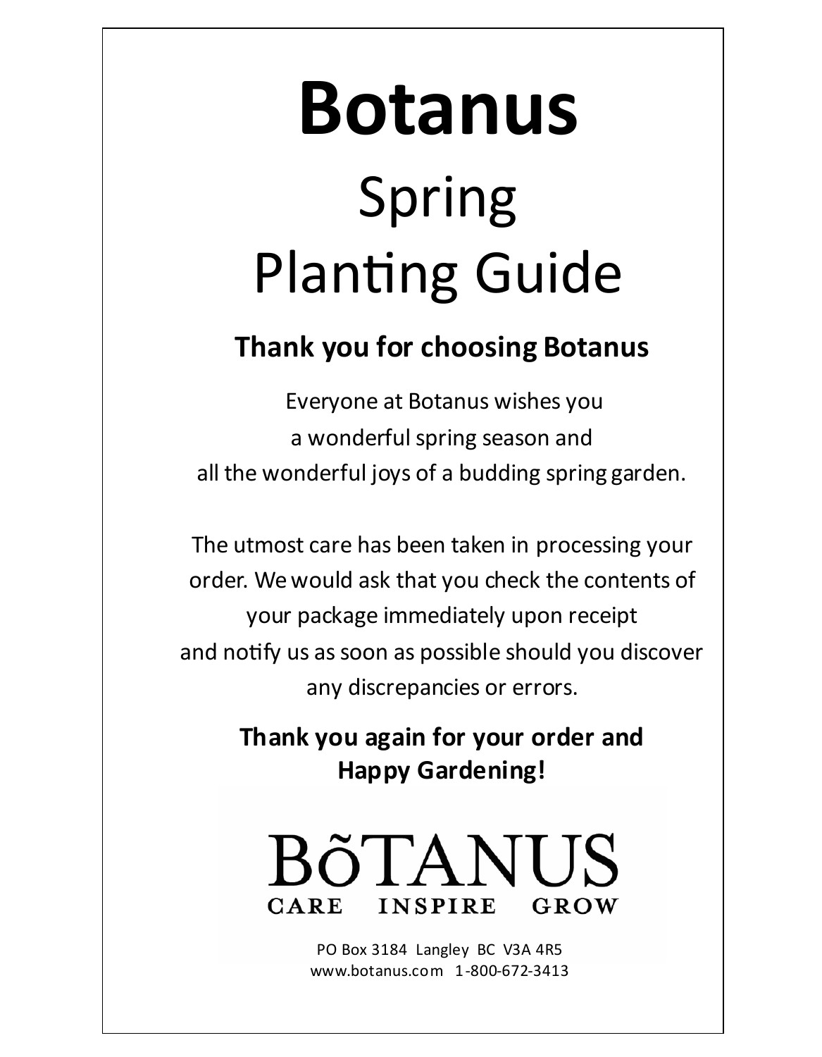# Botanus

# Spring Planting Guide

## Thank you for choosing Botanus

Everyone at Botanus wishes you
a wonderful spring season and
all the wonderful joys of a budding spring garden.

The utmost care has been taken in processing your order. We would ask that you check the contents of your package immediately upon receipt and notify us as soon as possible should you discover any discrepancies or errors.

**Thank you again for your order and Happy Gardening!**

BõTANUS
CARE INSPIRE GROW

PO Box 3184 Langley BC V3A 4R5
www.botanus.com 1-800-672-3413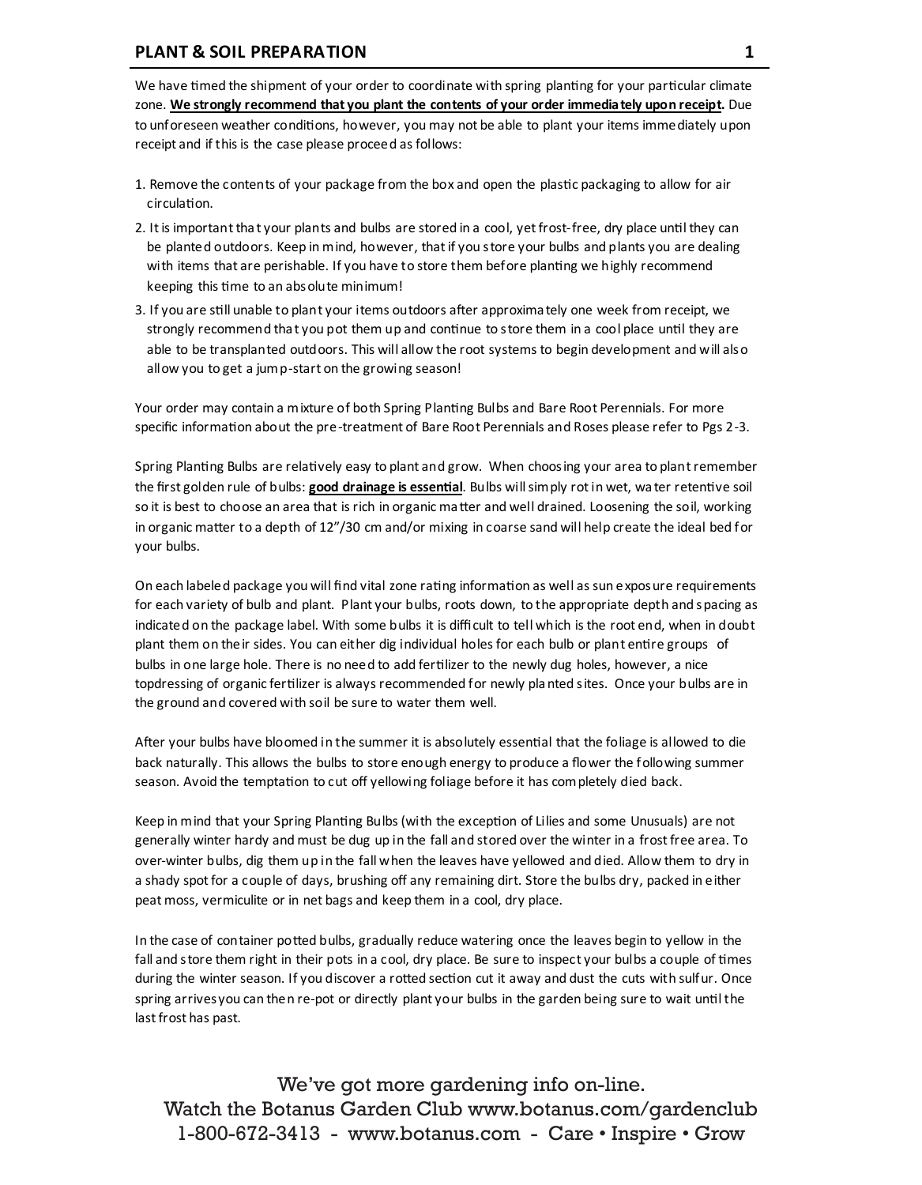## PLANT & SOIL PREPARATION

We have timed the shipment of your order to coordinate with spring planting for your particular climate zone. **We strongly recommend that you plant the contents of your order immediately upon receipt.** Due to unforeseen weather conditions, however, you may not be able to plant your items immediately upon receipt and if this is the case please proceed as follows:

1. Remove the contents of your package from the box and open the plastic packaging to allow for air circulation.
2. It is important that your plants and bulbs are stored in a cool, yet frost-free, dry place until they can be planted outdoors. Keep in mind, however, that if you store your bulbs and plants you are dealing with items that are perishable. If you have to store them before planting we highly recommend keeping this time to an absolute minimum!
3. If you are still unable to plant your items outdoors after approximately one week from receipt, we strongly recommend that you pot them up and continue to store them in a cool place until they are able to be transplanted outdoors. This will allow the root systems to begin development and will also allow you to get a jump-start on the growing season!

Your order may contain a mixture of both Spring Planting Bulbs and Bare Root Perennials. For more specific information about the pre-treatment of Bare Root Perennials and Roses please refer to Pgs 2-3.

Spring Planting Bulbs are relatively easy to plant and grow. When choosing your area to plant remember the first golden rule of bulbs: **good drainage is essential**. Bulbs will simply rot in wet, water retentive soil so it is best to choose an area that is rich in organic matter and well drained. Loosening the soil, working in organic matter to a depth of 12"/30 cm and/or mixing in coarse sand will help create the ideal bed for your bulbs.

On each labeled package you will find vital zone rating information as well as sun exposure requirements for each variety of bulb and plant. Plant your bulbs, roots down, to the appropriate depth and spacing as indicated on the package label. With some bulbs it is difficult to tell which is the root end, when in doubt plant them on their sides. You can either dig individual holes for each bulb or plant entire groups of bulbs in one large hole. There is no need to add fertilizer to the newly dug holes, however, a nice topdressing of organic fertilizer is always recommended for newly planted sites. Once your bulbs are in the ground and covered with soil be sure to water them well.

After your bulbs have bloomed in the summer it is absolutely essential that the foliage is allowed to die back naturally. This allows the bulbs to store enough energy to produce a flower the following summer season. Avoid the temptation to cut off yellowing foliage before it has completely died back.

Keep in mind that your Spring Planting Bulbs (with the exception of Lilies and some Unusuals) are not generally winter hardy and must be dug up in the fall and stored over the winter in a frost free area. To over-winter bulbs, dig them up in the fall when the leaves have yellowed and died. Allow them to dry in a shady spot for a couple of days, brushing off any remaining dirt. Store the bulbs dry, packed in either peat moss, vermiculite or in net bags and keep them in a cool, dry place.

In the case of container potted bulbs, gradually reduce watering once the leaves begin to yellow in the fall and store them right in their pots in a cool, dry place. Be sure to inspect your bulbs a couple of times during the winter season. If you discover a rotted section cut it away and dust the cuts with sulfur. Once spring arrives you can then re-pot or directly plant your bulbs in the garden being sure to wait until the last frost has past.

We've got more gardening info on-line.
Watch the Botanus Garden Club www.botanus.com/gardenclub
1-800-672-3413 - www.botanus.com - Care • Inspire • Grow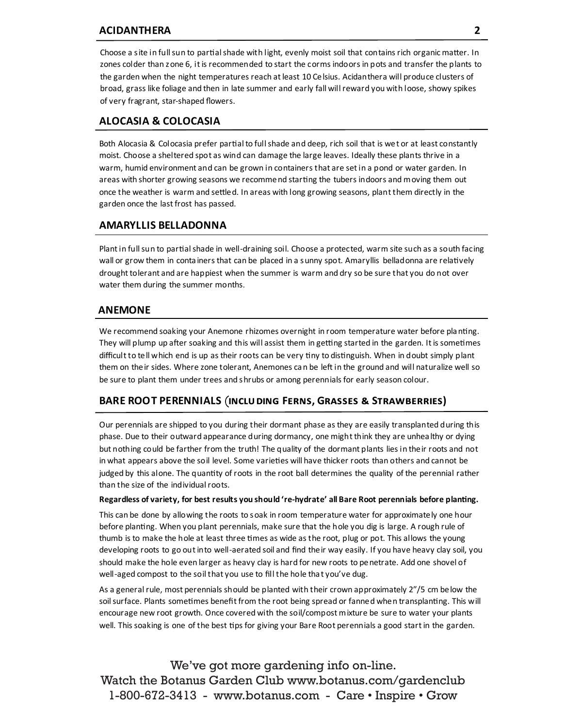## ACIDANTHERA

Choose a site in full sun to partial shade with light, evenly moist soil that contains rich organic matter. In zones colder than zone 6, it is recommended to start the corms indoors in pots and transfer the plants to the garden when the night temperatures reach at least 10 Celsius. Acidanthera will produce clusters of broad, grass like foliage and then in late summer and early fall will reward you with loose, showy spikes of very fragrant, star-shaped flowers.

## ALOCASIA & COLOCASIA

Both Alocasia & Colocasia prefer partial to full shade and deep, rich soil that is wet or at least constantly moist. Choose a sheltered spot as wind can damage the large leaves. Ideally these plants thrive in a warm, humid environment and can be grown in containers that are set in a pond or water garden. In areas with shorter growing seasons we recommend starting the tubers indoors and moving them out once the weather is warm and settled. In areas with long growing seasons, plant them directly in the garden once the last frost has passed.

## AMARYLLIS BELLADONNA

Plant in full sun to partial shade in well-draining soil. Choose a protected, warm site such as a south facing wall or grow them in containers that can be placed in a sunny spot. Amaryllis belladonna are relatively drought tolerant and are happiest when the summer is warm and dry so be sure that you do not over water them during the summer months.

## ANEMONE

We recommend soaking your Anemone rhizomes overnight in room temperature water before planting. They will plump up after soaking and this will assist them in getting started in the garden. It is sometimes difficult to tell which end is up as their roots can be very tiny to distinguish. When in doubt simply plant them on their sides. Where zone tolerant, Anemones can be left in the ground and will naturalize well so be sure to plant them under trees and shrubs or among perennials for early season colour.

## BARE ROOT PERENNIALS (including Ferns, Grasses & Strawberries)

Our perennials are shipped to you during their dormant phase as they are easily transplanted during this phase. Due to their outward appearance during dormancy, one might think they are unhealthy or dying but nothing could be farther from the truth! The quality of the dormant plants lies in their roots and not in what appears above the soil level. Some varieties will have thicker roots than others and cannot be judged by this alone. The quantity of roots in the root ball determines the quality of the perennial rather than the size of the individual roots.

**Regardless of variety, for best results you should 're-hydrate' all Bare Root perennials before planting.**

This can be done by allowing the roots to soak in room temperature water for approximately one hour before planting. When you plant perennials, make sure that the hole you dig is large. A rough rule of thumb is to make the hole at least three times as wide as the root, plug or pot. This allows the young developing roots to go out into well-aerated soil and find their way easily. If you have heavy clay soil, you should make the hole even larger as heavy clay is hard for new roots to penetrate. Add one shovel of well-aged compost to the soil that you use to fill the hole that you've dug.

As a general rule, most perennials should be planted with their crown approximately 2"/5 cm below the soil surface. Plants sometimes benefit from the root being spread or fanned when transplanting. This will encourage new root growth. Once covered with the soil/compost mixture be sure to water your plants well. This soaking is one of the best tips for giving your Bare Root perennials a good start in the garden.

We've got more gardening info on-line.
Watch the Botanus Garden Club www.botanus.com/gardenclub
1-800-672-3413 - www.botanus.com - Care • Inspire • Grow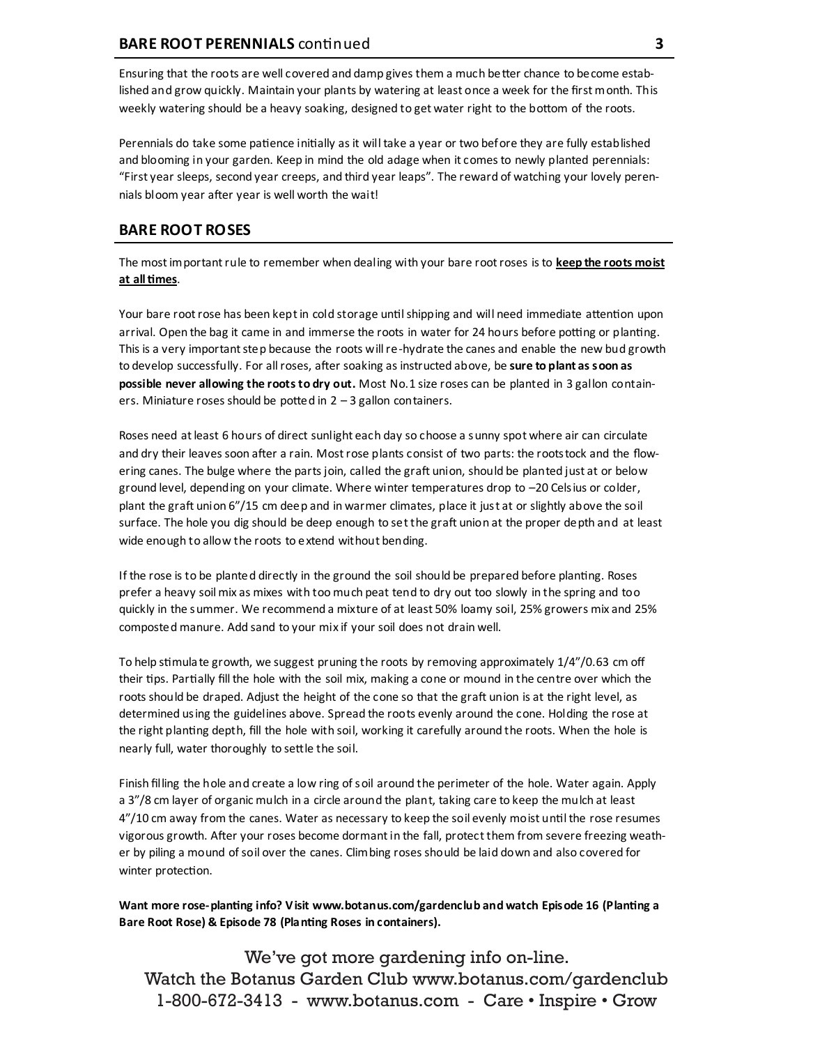## BARE ROOT PERENNIALS continued

Ensuring that the roots are well covered and damp gives them a much better chance to become established and grow quickly. Maintain your plants by watering at least once a week for the first month. This weekly watering should be a heavy soaking, designed to get water right to the bottom of the roots.

Perennials do take some patience initially as it will take a year or two before they are fully established and blooming in your garden. Keep in mind the old adage when it comes to newly planted perennials: "First year sleeps, second year creeps, and third year leaps". The reward of watching your lovely perennials bloom year after year is well worth the wait!

## BARE ROOT ROSES

The most important rule to remember when dealing with your bare root roses is to **<u>keep the roots moist at all times</u>**.

Your bare root rose has been kept in cold storage until shipping and will need immediate attention upon arrival. Open the bag it came in and immerse the roots in water for 24 hours before potting or planting. This is a very important step because the roots will re-hydrate the canes and enable the new bud growth to develop successfully. For all roses, after soaking as instructed above, be **sure to plant as soon as possible never allowing the roots to dry out.** Most No.1 size roses can be planted in 3 gallon containers. Miniature roses should be potted in 2 – 3 gallon containers.

Roses need at least 6 hours of direct sunlight each day so choose a sunny spot where air can circulate and dry their leaves soon after a rain. Most rose plants consist of two parts: the rootstock and the flowering canes. The bulge where the parts join, called the graft union, should be planted just at or below ground level, depending on your climate. Where winter temperatures drop to –20 Celsius or colder, plant the graft union 6"/15 cm deep and in warmer climates, place it just at or slightly above the soil surface. The hole you dig should be deep enough to set the graft union at the proper depth and at least wide enough to allow the roots to extend without bending.

If the rose is to be planted directly in the ground the soil should be prepared before planting. Roses prefer a heavy soil mix as mixes with too much peat tend to dry out too slowly in the spring and too quickly in the summer. We recommend a mixture of at least 50% loamy soil, 25% growers mix and 25% composted manure. Add sand to your mix if your soil does not drain well.

To help stimulate growth, we suggest pruning the roots by removing approximately 1/4"/0.63 cm off their tips. Partially fill the hole with the soil mix, making a cone or mound in the centre over which the roots should be draped. Adjust the height of the cone so that the graft union is at the right level, as determined using the guidelines above. Spread the roots evenly around the cone. Holding the rose at the right planting depth, fill the hole with soil, working it carefully around the roots. When the hole is nearly full, water thoroughly to settle the soil.

Finish filling the hole and create a low ring of soil around the perimeter of the hole. Water again. Apply a 3"/8 cm layer of organic mulch in a circle around the plant, taking care to keep the mulch at least 4"/10 cm away from the canes. Water as necessary to keep the soil evenly moist until the rose resumes vigorous growth. After your roses become dormant in the fall, protect them from severe freezing weather by piling a mound of soil over the canes. Climbing roses should be laid down and also covered for winter protection.

**Want more rose-planting info? Visit www.botanus.com/gardenclub and watch Episode 16 (Planting a Bare Root Rose) & Episode 78 (Planting Roses in containers).**

We've got more gardening info on-line.
Watch the Botanus Garden Club www.botanus.com/gardenclub
1-800-672-3413 - www.botanus.com - Care • Inspire • Grow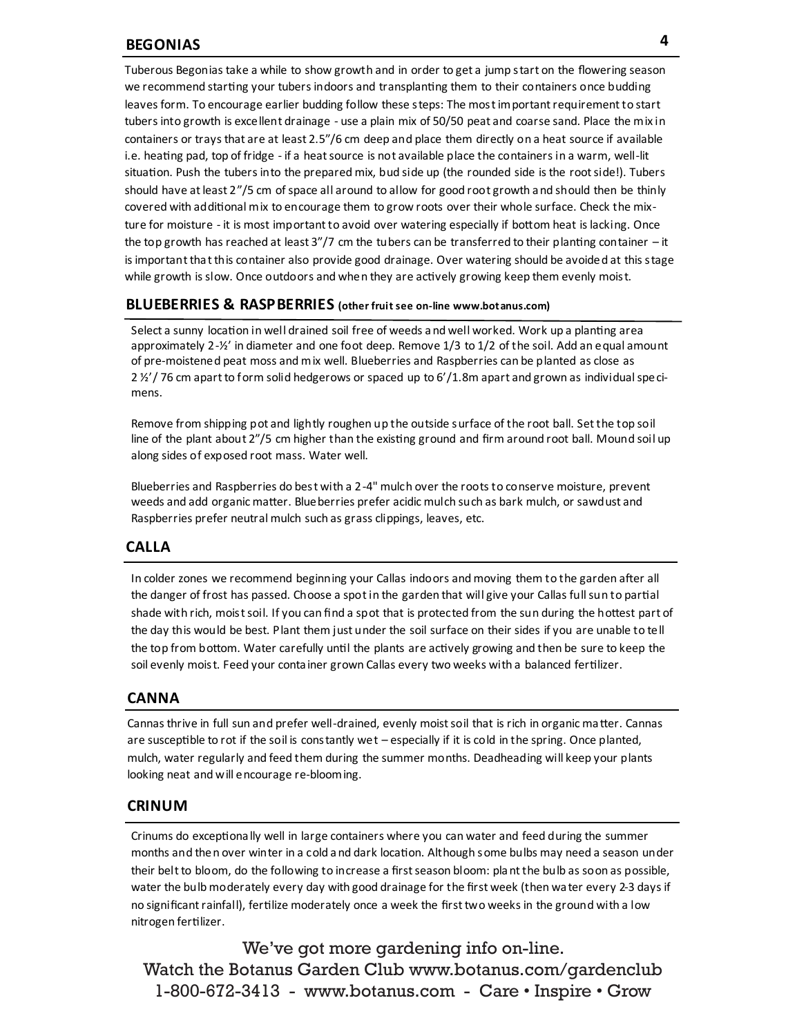## BEGONIAS

Tuberous Begonias take a while to show growth and in order to get a jump start on the flowering season we recommend starting your tubers indoors and transplanting them to their containers once budding leaves form. To encourage earlier budding follow these steps: The most important requirement to start tubers into growth is excellent drainage - use a plain mix of 50/50 peat and coarse sand. Place the mix in containers or trays that are at least 2.5"/6 cm deep and place them directly on a heat source if available i.e. heating pad, top of fridge - if a heat source is not available place the containers in a warm, well-lit situation. Push the tubers into the prepared mix, bud side up (the rounded side is the root side!). Tubers should have at least 2"/5 cm of space all around to allow for good root growth and should then be thinly covered with additional mix to encourage them to grow roots over their whole surface. Check the mixture for moisture - it is most important to avoid over watering especially if bottom heat is lacking. Once the top growth has reached at least 3"/7 cm the tubers can be transferred to their planting container – it is important that this container also provide good drainage. Over watering should be avoided at this stage while growth is slow. Once outdoors and when they are actively growing keep them evenly moist.

## BLUEBERRIES & RASPBERRIES (other fruit see on-line www.botanus.com)

Select a sunny location in well drained soil free of weeds and well worked. Work up a planting area approximately 2-½' in diameter and one foot deep. Remove 1/3 to 1/2 of the soil. Add an equal amount of pre-moistened peat moss and mix well. Blueberries and Raspberries can be planted as close as 2 ½'/ 76 cm apart to form solid hedgerows or spaced up to 6'/1.8m apart and grown as individual specimens.

Remove from shipping pot and lightly roughen up the outside surface of the root ball. Set the top soil line of the plant about 2"/5 cm higher than the existing ground and firm around root ball. Mound soil up along sides of exposed root mass. Water well.

Blueberries and Raspberries do best with a 2-4" mulch over the roots to conserve moisture, prevent weeds and add organic matter. Blueberries prefer acidic mulch such as bark mulch, or sawdust and Raspberries prefer neutral mulch such as grass clippings, leaves, etc.

## CALLA

In colder zones we recommend beginning your Callas indoors and moving them to the garden after all the danger of frost has passed. Choose a spot in the garden that will give your Callas full sun to partial shade with rich, moist soil. If you can find a spot that is protected from the sun during the hottest part of the day this would be best. Plant them just under the soil surface on their sides if you are unable to tell the top from bottom. Water carefully until the plants are actively growing and then be sure to keep the soil evenly moist. Feed your container grown Callas every two weeks with a balanced fertilizer.

## CANNA

Cannas thrive in full sun and prefer well-drained, evenly moist soil that is rich in organic matter. Cannas are susceptible to rot if the soil is constantly wet – especially if it is cold in the spring. Once planted, mulch, water regularly and feed them during the summer months. Deadheading will keep your plants looking neat and will encourage re-blooming.

## CRINUM

Crinums do exceptionally well in large containers where you can water and feed during the summer months and then over winter in a cold and dark location. Although some bulbs may need a season under their belt to bloom, do the following to increase a first season bloom: plant the bulb as soon as possible, water the bulb moderately every day with good drainage for the first week (then water every 2-3 days if no significant rainfall), fertilize moderately once a week the first two weeks in the ground with a low nitrogen fertilizer.

We've got more gardening info on-line.
Watch the Botanus Garden Club www.botanus.com/gardenclub
1-800-672-3413 - www.botanus.com - Care • Inspire • Grow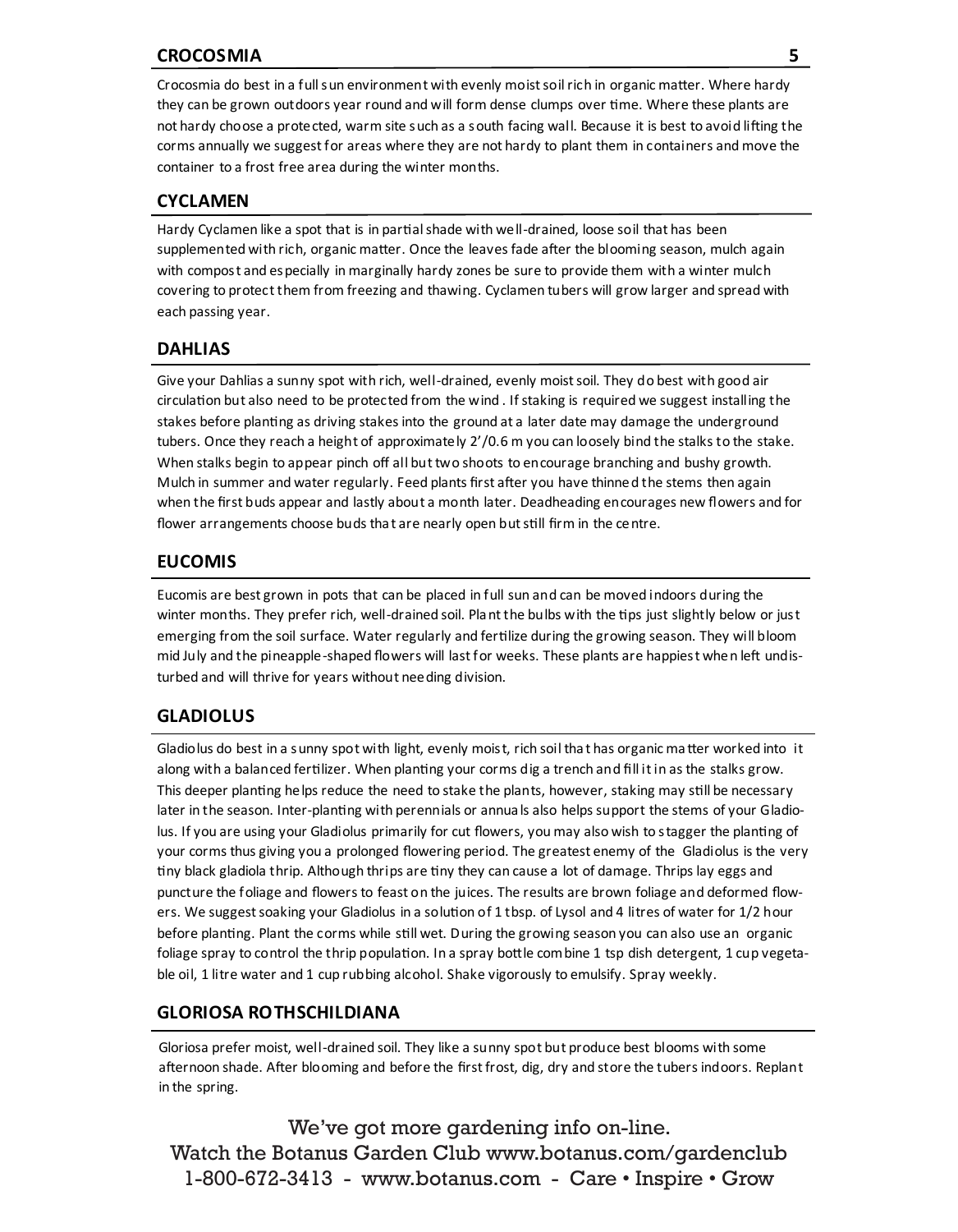## CROCOSMIA

Crocosmia do best in a full sun environment with evenly moist soil rich in organic matter. Where hardy they can be grown outdoors year round and will form dense clumps over time. Where these plants are not hardy choose a protected, warm site such as a south facing wall. Because it is best to avoid lifting the corms annually we suggest for areas where they are not hardy to plant them in containers and move the container to a frost free area during the winter months.

## CYCLAMEN

Hardy Cyclamen like a spot that is in partial shade with well-drained, loose soil that has been supplemented with rich, organic matter. Once the leaves fade after the blooming season, mulch again with compost and especially in marginally hardy zones be sure to provide them with a winter mulch covering to protect them from freezing and thawing. Cyclamen tubers will grow larger and spread with each passing year.

## DAHLIAS

Give your Dahlias a sunny spot with rich, well-drained, evenly moist soil. They do best with good air circulation but also need to be protected from the wind . If staking is required we suggest installing the stakes before planting as driving stakes into the ground at a later date may damage the underground tubers. Once they reach a height of approximately 2'/0.6 m you can loosely bind the stalks to the stake. When stalks begin to appear pinch off all but two shoots to encourage branching and bushy growth. Mulch in summer and water regularly. Feed plants first after you have thinned the stems then again when the first buds appear and lastly about a month later. Deadheading encourages new flowers and for flower arrangements choose buds that are nearly open but still firm in the centre.

## EUCOMIS

Eucomis are best grown in pots that can be placed in full sun and can be moved indoors during the winter months. They prefer rich, well-drained soil. Plant the bulbs with the tips just slightly below or just emerging from the soil surface. Water regularly and fertilize during the growing season. They will bloom mid July and the pineapple-shaped flowers will last for weeks. These plants are happiest when left undisturbed and will thrive for years without needing division.

## GLADIOLUS

Gladiolus do best in a sunny spot with light, evenly moist, rich soil that has organic matter worked into it along with a balanced fertilizer. When planting your corms dig a trench and fill it in as the stalks grow. This deeper planting helps reduce the need to stake the plants, however, staking may still be necessary later in the season. Inter-planting with perennials or annuals also helps support the stems of your Gladiolus. If you are using your Gladiolus primarily for cut flowers, you may also wish to stagger the planting of your corms thus giving you a prolonged flowering period. The greatest enemy of the Gladiolus is the very tiny black gladiola thrip. Although thrips are tiny they can cause a lot of damage. Thrips lay eggs and puncture the foliage and flowers to feast on the juices. The results are brown foliage and deformed flowers. We suggest soaking your Gladiolus in a solution of 1 tbsp. of Lysol and 4 litres of water for 1/2 hour before planting. Plant the corms while still wet. During the growing season you can also use an organic foliage spray to control the thrip population. In a spray bottle combine 1 tsp dish detergent, 1 cup vegetable oil, 1 litre water and 1 cup rubbing alcohol. Shake vigorously to emulsify. Spray weekly.

## GLORIOSA ROTHSCHILDIANA

Gloriosa prefer moist, well-drained soil. They like a sunny spot but produce best blooms with some afternoon shade. After blooming and before the first frost, dig, dry and store the tubers indoors. Replant in the spring.

We've got more gardening info on-line.
Watch the Botanus Garden Club www.botanus.com/gardenclub
1-800-672-3413 - www.botanus.com - Care • Inspire • Grow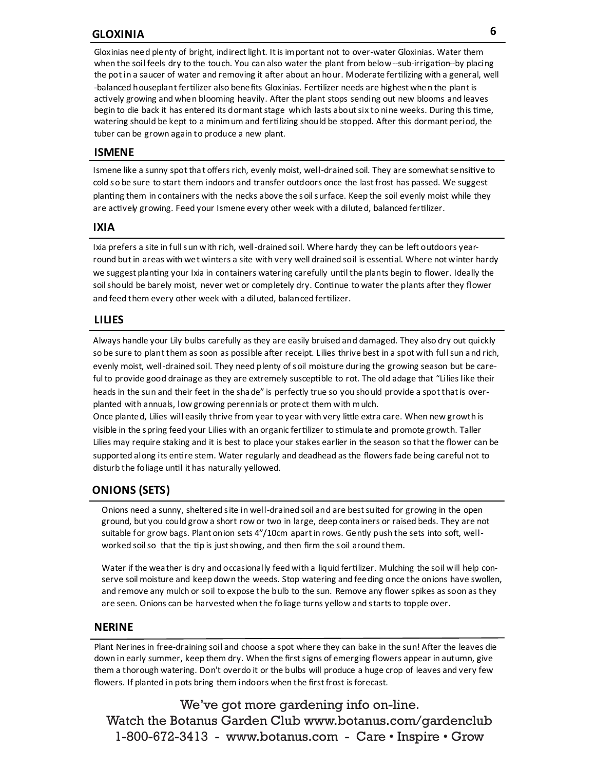## GLOXINIA

Gloxinias need plenty of bright, indirect light. It is important not to over-water Gloxinias. Water them when the soil feels dry to the touch. You can also water the plant from below--sub-irrigation--by placing the pot in a saucer of water and removing it after about an hour. Moderate fertilizing with a general, well -balanced houseplant fertilizer also benefits Gloxinias. Fertilizer needs are highest when the plant is actively growing and when blooming heavily. After the plant stops sending out new blooms and leaves begin to die back it has entered its dormant stage which lasts about six to nine weeks. During this time, watering should be kept to a minimum and fertilizing should be stopped. After this dormant period, the tuber can be grown again to produce a new plant.

## ISMENE

Ismene like a sunny spot that offers rich, evenly moist, well-drained soil. They are somewhat sensitive to cold so be sure to start them indoors and transfer outdoors once the last frost has passed. We suggest planting them in containers with the necks above the soil surface. Keep the soil evenly moist while they are actively growing. Feed your Ismene every other week with a diluted, balanced fertilizer.

## IXIA

Ixia prefers a site in full sun with rich, well-drained soil. Where hardy they can be left outdoors year-round but in areas with wet winters a site with very well drained soil is essential. Where not winter hardy we suggest planting your Ixia in containers watering carefully until the plants begin to flower. Ideally the soil should be barely moist, never wet or completely dry. Continue to water the plants after they flower and feed them every other week with a diluted, balanced fertilizer.

## LILIES

Always handle your Lily bulbs carefully as they are easily bruised and damaged. They also dry out quickly so be sure to plant them as soon as possible after receipt. Lilies thrive best in a spot with full sun and rich, evenly moist, well-drained soil. They need plenty of soil moisture during the growing season but be careful to provide good drainage as they are extremely susceptible to rot. The old adage that "Lilies like their heads in the sun and their feet in the shade" is perfectly true so you should provide a spot that is over-planted with annuals, low growing perennials or protect them with mulch.

Once planted, Lilies will easily thrive from year to year with very little extra care. When new growth is visible in the spring feed your Lilies with an organic fertilizer to stimulate and promote growth. Taller Lilies may require staking and it is best to place your stakes earlier in the season so that the flower can be supported along its entire stem. Water regularly and deadhead as the flowers fade being careful not to disturb the foliage until it has naturally yellowed.

## ONIONS (SETS)

Onions need a sunny, sheltered site in well-drained soil and are best suited for growing in the open ground, but you could grow a short row or two in large, deep containers or raised beds. They are not suitable for grow bags. Plant onion sets 4"/10cm apart in rows. Gently push the sets into soft, well-worked soil so that the tip is just showing, and then firm the soil around them.

Water if the weather is dry and occasionally feed with a liquid fertilizer. Mulching the soil will help conserve soil moisture and keep down the weeds. Stop watering and feeding once the onions have swollen, and remove any mulch or soil to expose the bulb to the sun. Remove any flower spikes as soon as they are seen. Onions can be harvested when the foliage turns yellow and starts to topple over.

## NERINE

Plant Nerines in free-draining soil and choose a spot where they can bake in the sun! After the leaves die down in early summer, keep them dry. When the first signs of emerging flowers appear in autumn, give them a thorough watering. Don't overdo it or the bulbs will produce a huge crop of leaves and very few flowers. If planted in pots bring them indoors when the first frost is forecast.

We've got more gardening info on-line.
Watch the Botanus Garden Club www.botanus.com/gardenclub
1-800-672-3413 - www.botanus.com - Care • Inspire • Grow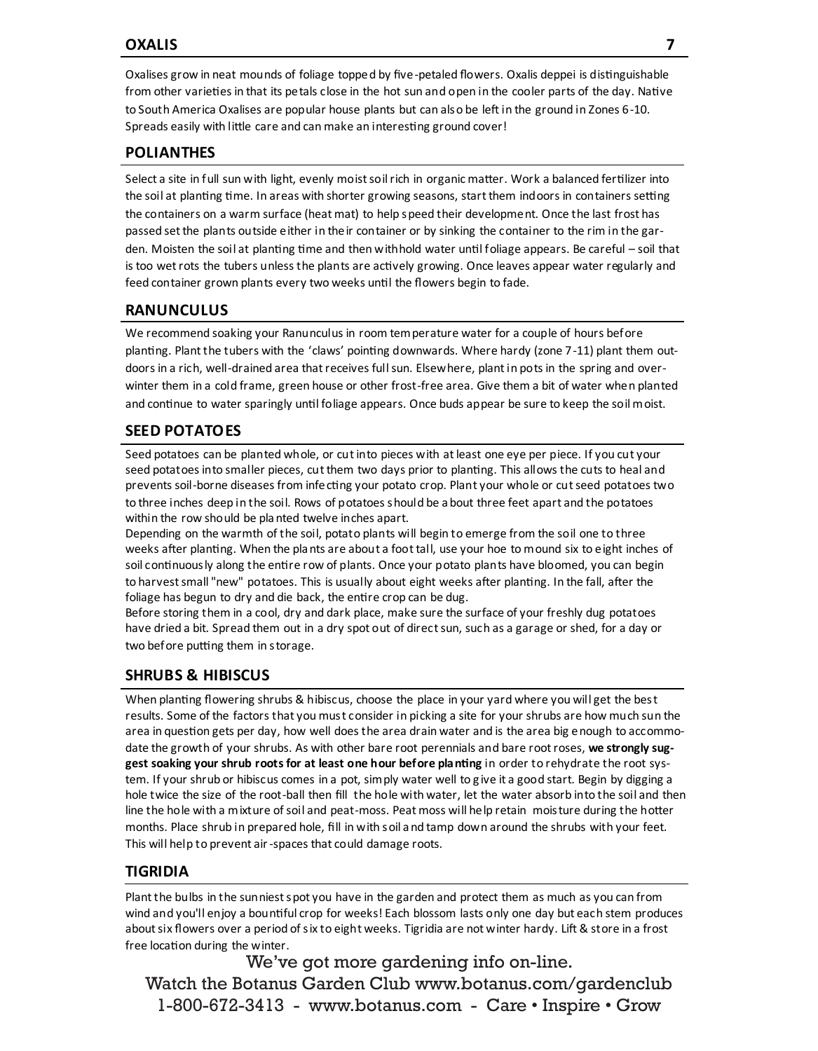## OXALIS

Oxalises grow in neat mounds of foliage topped by five-petaled flowers. Oxalis deppei is distinguishable from other varieties in that its petals close in the hot sun and open in the cooler parts of the day. Native to South America Oxalises are popular house plants but can also be left in the ground in Zones 6-10. Spreads easily with little care and can make an interesting ground cover!

## POLIANTHES

Select a site in full sun with light, evenly moist soil rich in organic matter. Work a balanced fertilizer into the soil at planting time. In areas with shorter growing seasons, start them indoors in containers setting the containers on a warm surface (heat mat) to help speed their development. Once the last frost has passed set the plants outside either in their container or by sinking the container to the rim in the garden. Moisten the soil at planting time and then withhold water until foliage appears. Be careful – soil that is too wet rots the tubers unless the plants are actively growing. Once leaves appear water regularly and feed container grown plants every two weeks until the flowers begin to fade.

## RANUNCULUS

We recommend soaking your Ranunculus in room temperature water for a couple of hours before planting. Plant the tubers with the 'claws' pointing downwards. Where hardy (zone 7-11) plant them outdoors in a rich, well-drained area that receives full sun. Elsewhere, plant in pots in the spring and over-winter them in a cold frame, green house or other frost-free area. Give them a bit of water when planted and continue to water sparingly until foliage appears. Once buds appear be sure to keep the soil moist.

## SEED POTATOES

Seed potatoes can be planted whole, or cut into pieces with at least one eye per piece. If you cut your seed potatoes into smaller pieces, cut them two days prior to planting. This allows the cuts to heal and prevents soil-borne diseases from infecting your potato crop. Plant your whole or cut seed potatoes two to three inches deep in the soil. Rows of potatoes should be about three feet apart and the potatoes within the row should be planted twelve inches apart.

Depending on the warmth of the soil, potato plants will begin to emerge from the soil one to three weeks after planting. When the plants are about a foot tall, use your hoe to mound six to eight inches of soil continuously along the entire row of plants. Once your potato plants have bloomed, you can begin to harvest small "new" potatoes. This is usually about eight weeks after planting. In the fall, after the foliage has begun to dry and die back, the entire crop can be dug.

Before storing them in a cool, dry and dark place, make sure the surface of your freshly dug potatoes have dried a bit. Spread them out in a dry spot out of direct sun, such as a garage or shed, for a day or two before putting them in storage.

## SHRUBS & HIBISCUS

When planting flowering shrubs & hibiscus, choose the place in your yard where you will get the best results. Some of the factors that you must consider in picking a site for your shrubs are how much sun the area in question gets per day, how well does the area drain water and is the area big enough to accommodate the growth of your shrubs. As with other bare root perennials and bare root roses, **we strongly suggest soaking your shrub roots for at least one hour before planting** in order to rehydrate the root system. If your shrub or hibiscus comes in a pot, simply water well to give it a good start. Begin by digging a hole twice the size of the root-ball then fill the hole with water, let the water absorb into the soil and then line the hole with a mixture of soil and peat-moss. Peat moss will help retain moisture during the hotter months. Place shrub in prepared hole, fill in with soil and tamp down around the shrubs with your feet. This will help to prevent air-spaces that could damage roots.

## TIGRIDIA

Plant the bulbs in the sunniest spot you have in the garden and protect them as much as you can from wind and you'll enjoy a bountiful crop for weeks! Each blossom lasts only one day but each stem produces about six flowers over a period of six to eight weeks. Tigridia are not winter hardy. Lift & store in a frost free location during the winter.

We've got more gardening info on-line.
Watch the Botanus Garden Club www.botanus.com/gardenclub
1-800-672-3413 - www.botanus.com - Care • Inspire • Grow